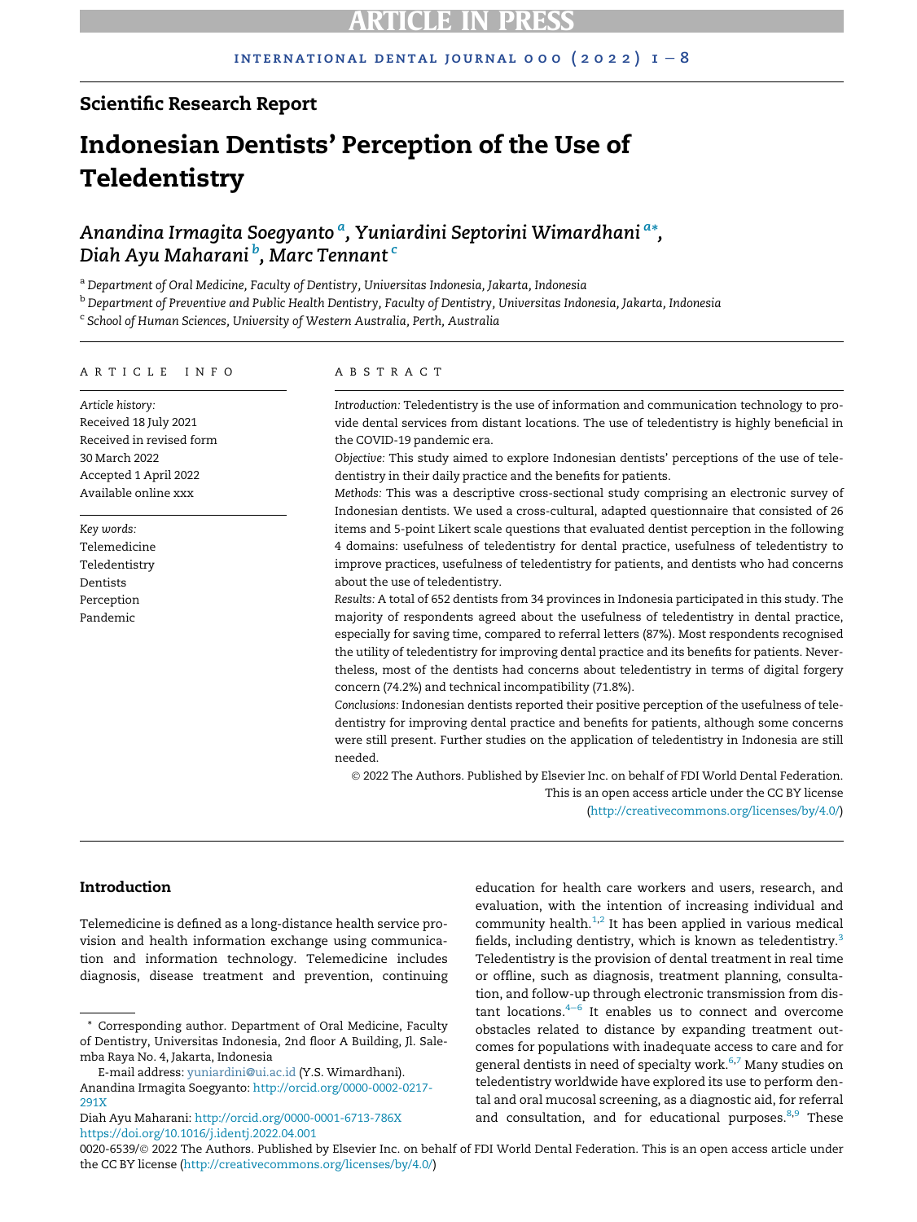Scientific Research Report

# Indonesian Dentists' Perception of the Use of Teledentistry

*Anandina Irmagita Soegyanto* [a], *Yuniardini Septorini Wimardhani* [a,*], *Diah Ayu Maharani* [b], *Marc Tennant* [c]

[a] *Department of Oral Medicine, Faculty of Dentistry, Universitas Indonesia, Jakarta, Indonesia*

[b] *Department of Preventive and Public Health Dentistry, Faculty of Dentistry, Universitas Indonesia, Jakarta, Indonesia*

[c] *School of Human Sciences, University of Western Australia, Perth, Australia*

## ARTICLE INFO

*Article history:*
Received 18 July 2021
Received in revised form 30 March 2022
Accepted 1 April 2022
Available online xxx

*Key words:*
Telemedicine
Teledentistry
Dentists
Perception
Pandemic

## ABSTRACT

*Introduction:* Teledentistry is the use of information and communication technology to provide dental services from distant locations. The use of teledentistry is highly beneficial in the COVID-19 pandemic era.

*Objective:* This study aimed to explore Indonesian dentists' perceptions of the use of teledentistry in their daily practice and the benefits for patients.

*Methods:* This was a descriptive cross-sectional study comprising an electronic survey of Indonesian dentists. We used a cross-cultural, adapted questionnaire that consisted of 26 items and 5-point Likert scale questions that evaluated dentist perception in the following 4 domains: usefulness of teledentistry for dental practice, usefulness of teledentistry to improve practices, usefulness of teledentistry for patients, and dentists who had concerns about the use of teledentistry.

*Results:* A total of 652 dentists from 34 provinces in Indonesia participated in this study. The majority of respondents agreed about the usefulness of teledentistry in dental practice, especially for saving time, compared to referral letters (87%). Most respondents recognised the utility of teledentistry for improving dental practice and its benefits for patients. Nevertheless, most of the dentists had concerns about teledentistry in terms of digital forgery concern (74.2%) and technical incompatibility (71.8%).

*Conclusions:* Indonesian dentists reported their positive perception of the usefulness of teledentistry for improving dental practice and benefits for patients, although some concerns were still present. Further studies on the application of teledentistry in Indonesia are still needed.

© 2022 The Authors. Published by Elsevier Inc. on behalf of FDI World Dental Federation. This is an open access article under the CC BY license (http://creativecommons.org/licenses/by/4.0/)

## Introduction

Telemedicine is defined as a long-distance health service provision and health information exchange using communication and information technology. Telemedicine includes diagnosis, disease treatment and prevention, continuing education for health care workers and users, research, and evaluation, with the intention of increasing individual and community health.[1,2] It has been applied in various medical fields, including dentistry, which is known as teledentistry.[3] Teledentistry is the provision of dental treatment in real time or offline, such as diagnosis, treatment planning, consultation, and follow-up through electronic transmission from distant locations.[4–6] It enables us to connect and overcome obstacles related to distance by expanding treatment outcomes for populations with inadequate access to care and for general dentists in need of specialty work.[6,7] Many studies on teledentistry worldwide have explored its use to perform dental and oral mucosal screening, as a diagnostic aid, for referral and consultation, and for educational purposes.[8,9] These

* Corresponding author. Department of Oral Medicine, Faculty of Dentistry, Universitas Indonesia, 2nd floor A Building, Jl. Salemba Raya No. 4, Jakarta, Indonesia

E-mail address: yuniardini@ui.ac.id (Y.S. Wimardhani).

Anandina Irmagita Soegyanto: http://orcid.org/0000-0002-0217-291X

Diah Ayu Maharani: http://orcid.org/0000-0001-6713-786X

https://doi.org/10.1016/j.identj.2022.04.001

0020-6539/© 2022 The Authors. Published by Elsevier Inc. on behalf of FDI World Dental Federation. This is an open access article under the CC BY license (http://creativecommons.org/licenses/by/4.0/)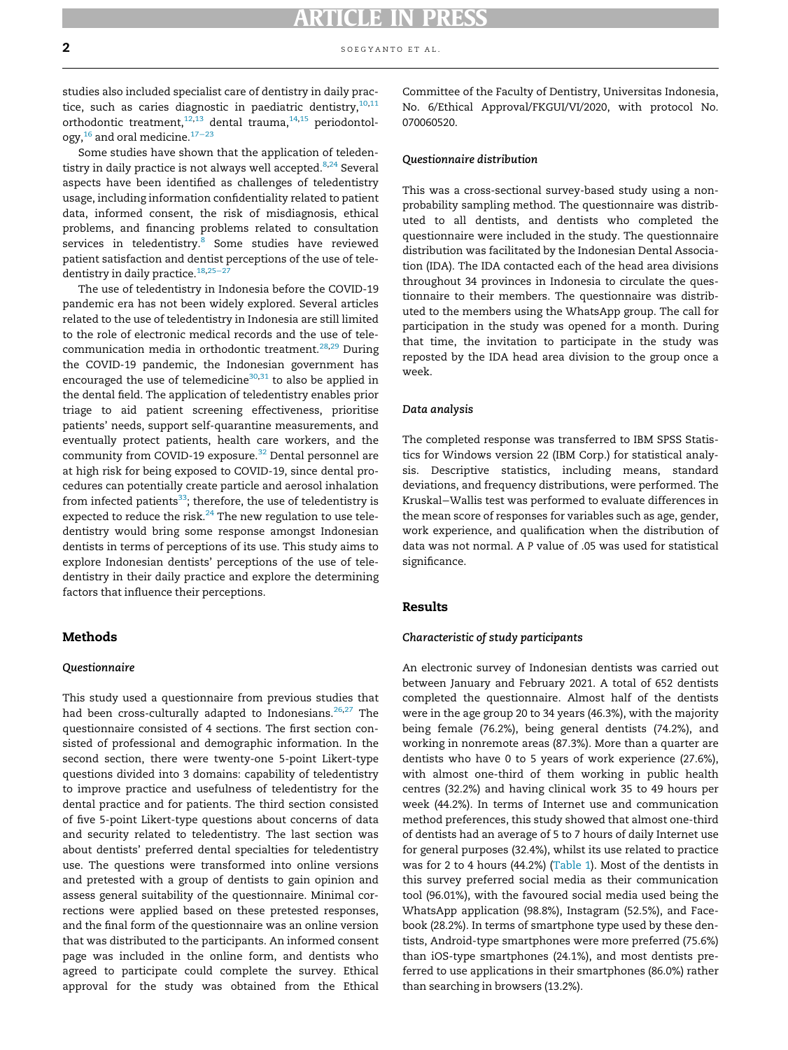studies also included specialist care of dentistry in daily practice, such as caries diagnostic in paediatric dentistry,[10,11] orthodontic treatment,[12,13] dental trauma,[14,15] periodontology,[16] and oral medicine.[17–23]

Some studies have shown that the application of teledentistry in daily practice is not always well accepted.[8,24] Several aspects have been identified as challenges of teledentistry usage, including information confidentiality related to patient data, informed consent, the risk of misdiagnosis, ethical problems, and financing problems related to consultation services in teledentistry.[8] Some studies have reviewed patient satisfaction and dentist perceptions of the use of teledentistry in daily practice.[18,25–27]

The use of teledentistry in Indonesia before the COVID-19 pandemic era has not been widely explored. Several articles related to the use of teledentistry in Indonesia are still limited to the role of electronic medical records and the use of telecommunication media in orthodontic treatment.[28,29] During the COVID-19 pandemic, the Indonesian government has encouraged the use of telemedicine[30,31] to also be applied in the dental field. The application of teledentistry enables prior triage to aid patient screening effectiveness, prioritise patients' needs, support self-quarantine measurements, and eventually protect patients, health care workers, and the community from COVID-19 exposure.[32] Dental personnel are at high risk for being exposed to COVID-19, since dental procedures can potentially create particle and aerosol inhalation from infected patients[33]; therefore, the use of teledentistry is expected to reduce the risk.[24] The new regulation to use teledentistry would bring some response amongst Indonesian dentists in terms of perceptions of its use. This study aims to explore Indonesian dentists' perceptions of the use of teledentistry in their daily practice and explore the determining factors that influence their perceptions.

## Methods

### *Questionnaire*

This study used a questionnaire from previous studies that had been cross-culturally adapted to Indonesians.[26,27] The questionnaire consisted of 4 sections. The first section consisted of professional and demographic information. In the second section, there were twenty-one 5-point Likert-type questions divided into 3 domains: capability of teledentistry to improve practice and usefulness of teledentistry for the dental practice and for patients. The third section consisted of five 5-point Likert-type questions about concerns of data and security related to teledentistry. The last section was about dentists' preferred dental specialties for teledentistry use. The questions were transformed into online versions and pretested with a group of dentists to gain opinion and assess general suitability of the questionnaire. Minimal corrections were applied based on these pretested responses, and the final form of the questionnaire was an online version that was distributed to the participants. An informed consent page was included in the online form, and dentists who agreed to participate could complete the survey. Ethical approval for the study was obtained from the Ethical Committee of the Faculty of Dentistry, Universitas Indonesia, No. 6/Ethical Approval/FKGUI/VI/2020, with protocol No. 070060520.

### *Questionnaire distribution*

This was a cross-sectional survey-based study using a non-probability sampling method. The questionnaire was distributed to all dentists, and dentists who completed the questionnaire were included in the study. The questionnaire distribution was facilitated by the Indonesian Dental Association (IDA). The IDA contacted each of the head area divisions throughout 34 provinces in Indonesia to circulate the questionnaire to their members. The questionnaire was distributed to the members using the WhatsApp group. The call for participation in the study was opened for a month. During that time, the invitation to participate in the study was reposted by the IDA head area division to the group once a week.

### *Data analysis*

The completed response was transferred to IBM SPSS Statistics for Windows version 22 (IBM Corp.) for statistical analysis. Descriptive statistics, including means, standard deviations, and frequency distributions, were performed. The Kruskal–Wallis test was performed to evaluate differences in the mean score of responses for variables such as age, gender, work experience, and qualification when the distribution of data was not normal. A *P* value of .05 was used for statistical significance.

## Results

### *Characteristic of study participants*

An electronic survey of Indonesian dentists was carried out between January and February 2021. A total of 652 dentists completed the questionnaire. Almost half of the dentists were in the age group 20 to 34 years (46.3%), with the majority being female (76.2%), being general dentists (74.2%), and working in nonremote areas (87.3%). More than a quarter are dentists who have 0 to 5 years of work experience (27.6%), with almost one-third of them working in public health centres (32.2%) and having clinical work 35 to 49 hours per week (44.2%). In terms of Internet use and communication method preferences, this study showed that almost one-third of dentists had an average of 5 to 7 hours of daily Internet use for general purposes (32.4%), whilst its use related to practice was for 2 to 4 hours (44.2%) (Table 1). Most of the dentists in this survey preferred social media as their communication tool (96.01%), with the favoured social media used being the WhatsApp application (98.8%), Instagram (52.5%), and Facebook (28.2%). In terms of smartphone type used by these dentists, Android-type smartphones were more preferred (75.6%) than iOS-type smartphones (24.1%), and most dentists preferred to use applications in their smartphones (86.0%) rather than searching in browsers (13.2%).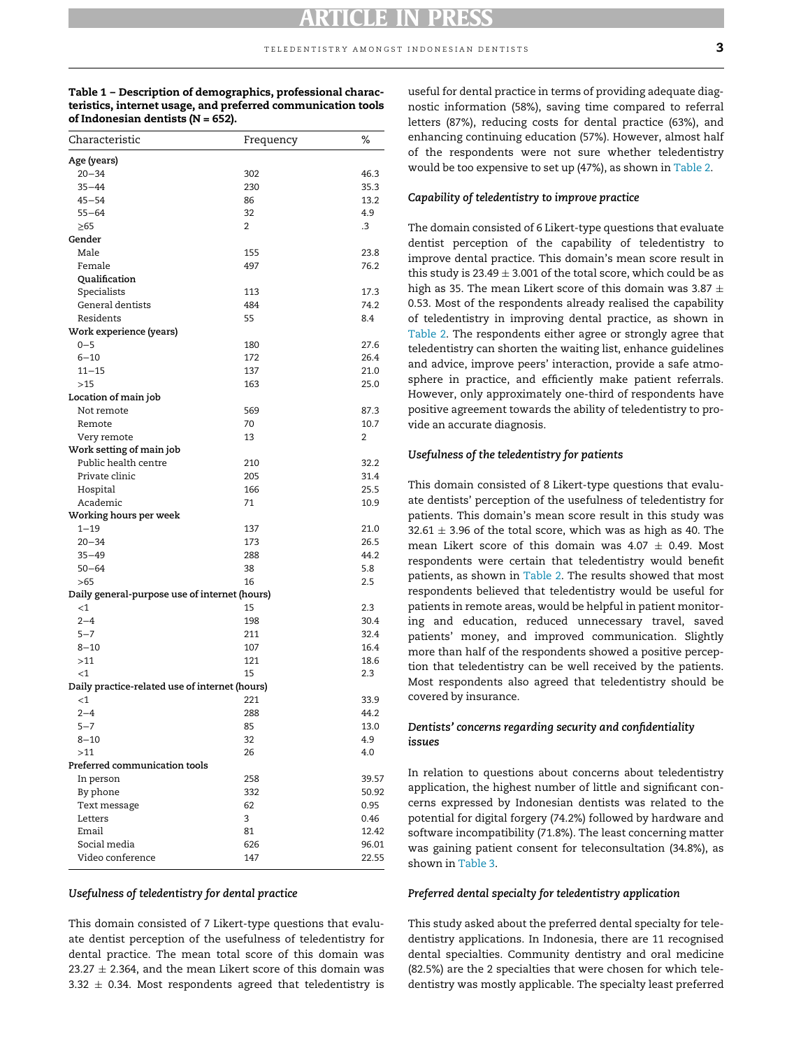**Table 1 – Description of demographics, professional characteristics, internet usage, and preferred communication tools of Indonesian dentists (N = 652).**

| Characteristic | Frequency | % |
|---|---|---|
| **Age (years)** | | |
| 20–34 | 302 | 46.3 |
| 35–44 | 230 | 35.3 |
| 45–54 | 86 | 13.2 |
| 55–64 | 32 | 4.9 |
| ≥65 | 2 | .3 |
| **Gender** | | |
| Male | 155 | 23.8 |
| Female | 497 | 76.2 |
| **Qualification** | | |
| Specialists | 113 | 17.3 |
| General dentists | 484 | 74.2 |
| Residents | 55 | 8.4 |
| **Work experience (years)** | | |
| 0–5 | 180 | 27.6 |
| 6–10 | 172 | 26.4 |
| 11–15 | 137 | 21.0 |
| >15 | 163 | 25.0 |
| **Location of main job** | | |
| Not remote | 569 | 87.3 |
| Remote | 70 | 10.7 |
| Very remote | 13 | 2 |
| **Work setting of main job** | | |
| Public health centre | 210 | 32.2 |
| Private clinic | 205 | 31.4 |
| Hospital | 166 | 25.5 |
| Academic | 71 | 10.9 |
| **Working hours per week** | | |
| 1–19 | 137 | 21.0 |
| 20–34 | 173 | 26.5 |
| 35–49 | 288 | 44.2 |
| 50–64 | 38 | 5.8 |
| >65 | 16 | 2.5 |
| **Daily general-purpose use of internet (hours)** | | |
| <1 | 15 | 2.3 |
| 2–4 | 198 | 30.4 |
| 5–7 | 211 | 32.4 |
| 8–10 | 107 | 16.4 |
| >11 | 121 | 18.6 |
| <1 | 15 | 2.3 |
| **Daily practice-related use of internet (hours)** | | |
| <1 | 221 | 33.9 |
| 2–4 | 288 | 44.2 |
| 5–7 | 85 | 13.0 |
| 8–10 | 32 | 4.9 |
| >11 | 26 | 4.0 |
| **Preferred communication tools** | | |
| In person | 258 | 39.57 |
| By phone | 332 | 50.92 |
| Text message | 62 | 0.95 |
| Letters | 3 | 0.46 |
| Email | 81 | 12.42 |
| Social media | 626 | 96.01 |
| Video conference | 147 | 22.55 |

### *Usefulness of teledentistry for dental practice*

This domain consisted of 7 Likert-type questions that evaluate dentist perception of the usefulness of teledentistry for dental practice. The mean total score of this domain was $23.27 \pm 2.364$, and the mean Likert score of this domain was $3.32 \pm 0.34$. Most respondents agreed that teledentistry is useful for dental practice in terms of providing adequate diagnostic information (58%), saving time compared to referral letters (87%), reducing costs for dental practice (63%), and enhancing continuing education (57%). However, almost half of the respondents were not sure whether teledentistry would be too expensive to set up (47%), as shown in Table 2.

### *Capability of teledentistry to improve practice*

The domain consisted of 6 Likert-type questions that evaluate dentist perception of the capability of teledentistry to improve dental practice. This domain's mean score result in this study is $23.49 \pm 3.001$ of the total score, which could be as high as 35. The mean Likert score of this domain was $3.87 \pm 0.53$. Most of the respondents already realised the capability of teledentistry in improving dental practice, as shown in Table 2. The respondents either agree or strongly agree that teledentistry can shorten the waiting list, enhance guidelines and advice, improve peers' interaction, provide a safe atmosphere in practice, and efficiently make patient referrals. However, only approximately one-third of respondents have positive agreement towards the ability of teledentistry to provide an accurate diagnosis.

### *Usefulness of the teledentistry for patients*

This domain consisted of 8 Likert-type questions that evaluate dentists' perception of the usefulness of teledentistry for patients. This domain's mean score result in this study was $32.61 \pm 3.96$ of the total score, which was as high as 40. The mean Likert score of this domain was $4.07 \pm 0.49$. Most respondents were certain that teledentistry would benefit patients, as shown in Table 2. The results showed that most respondents believed that teledentistry would be useful for patients in remote areas, would be helpful in patient monitoring and education, reduced unnecessary travel, saved patients' money, and improved communication. Slightly more than half of the respondents showed a positive perception that teledentistry can be well received by the patients. Most respondents also agreed that teledentistry should be covered by insurance.

### *Dentists' concerns regarding security and confidentiality issues*

In relation to questions about concerns about teledentistry application, the highest number of little and significant concerns expressed by Indonesian dentists was related to the potential for digital forgery (74.2%) followed by hardware and software incompatibility (71.8%). The least concerning matter was gaining patient consent for teleconsultation (34.8%), as shown in Table 3.

### *Preferred dental specialty for teledentistry application*

This study asked about the preferred dental specialty for teledentistry applications. In Indonesia, there are 11 recognised dental specialties. Community dentistry and oral medicine (82.5%) are the 2 specialties that were chosen for which teledentistry was mostly applicable. The specialty least preferred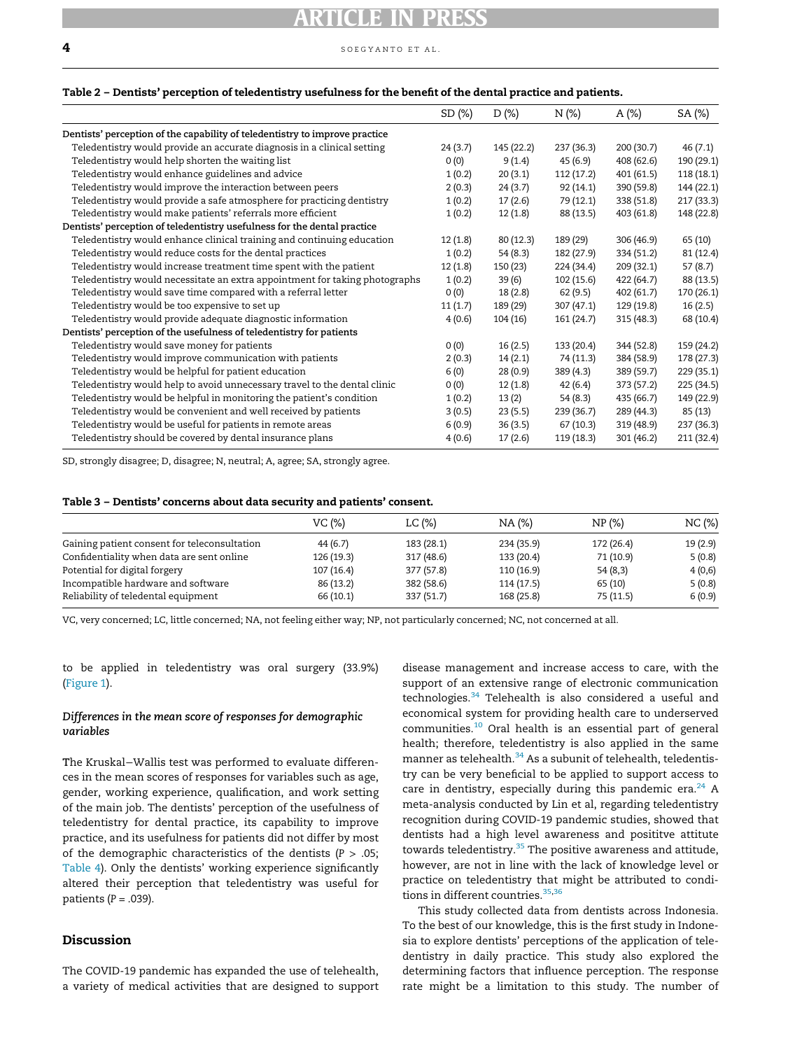**Table 2 – Dentists' perception of teledentistry usefulness for the benefit of the dental practice and patients.**

| | SD (%) | D (%) | N (%) | A (%) | SA (%) |
|---|---|---|---|---|---|
| **Dentists' perception of the capability of teledentistry to improve practice** | | | | | |
| Teledentistry would provide an accurate diagnosis in a clinical setting | 24 (3.7) | 145 (22.2) | 237 (36.3) | 200 (30.7) | 46 (7.1) |
| Teledentistry would help shorten the waiting list | 0 (0) | 9 (1.4) | 45 (6.9) | 408 (62.6) | 190 (29.1) |
| Teledentistry would enhance guidelines and advice | 1 (0.2) | 20 (3.1) | 112 (17.2) | 401 (61.5) | 118 (18.1) |
| Teledentistry would improve the interaction between peers | 2 (0.3) | 24 (3.7) | 92 (14.1) | 390 (59.8) | 144 (22.1) |
| Teledentistry would provide a safe atmosphere for practicing dentistry | 1 (0.2) | 17 (2.6) | 79 (12.1) | 338 (51.8) | 217 (33.3) |
| Teledentistry would make patients' referrals more efficient | 1 (0.2) | 12 (1.8) | 88 (13.5) | 403 (61.8) | 148 (22.8) |
| **Dentists' perception of teledentistry usefulness for the dental practice** | | | | | |
| Teledentistry would enhance clinical training and continuing education | 12 (1.8) | 80 (12.3) | 189 (29) | 306 (46.9) | 65 (10) |
| Teledentistry would reduce costs for the dental practices | 1 (0.2) | 54 (8.3) | 182 (27.9) | 334 (51.2) | 81 (12.4) |
| Teledentistry would increase treatment time spent with the patient | 12 (1.8) | 150 (23) | 224 (34.4) | 209 (32.1) | 57 (8.7) |
| Teledentistry would necessitate an extra appointment for taking photographs | 1 (0.2) | 39 (6) | 102 (15.6) | 422 (64.7) | 88 (13.5) |
| Teledentistry would save time compared with a referral letter | 0 (0) | 18 (2.8) | 62 (9.5) | 402 (61.7) | 170 (26.1) |
| Teledentistry would be too expensive to set up | 11 (1.7) | 189 (29) | 307 (47.1) | 129 (19.8) | 16 (2.5) |
| Teledentistry would provide adequate diagnostic information | 4 (0.6) | 104 (16) | 161 (24.7) | 315 (48.3) | 68 (10.4) |
| **Dentists' perception of the usefulness of teledentistry for patients** | | | | | |
| Teledentistry would save money for patients | 0 (0) | 16 (2.5) | 133 (20.4) | 344 (52.8) | 159 (24.2) |
| Teledentistry would improve communication with patients | 2 (0.3) | 14 (2.1) | 74 (11.3) | 384 (58.9) | 178 (27.3) |
| Teledentistry would be helpful for patient education | 6 (0) | 28 (0.9) | 389 (4.3) | 389 (59.7) | 229 (35.1) |
| Teledentistry would help to avoid unnecessary travel to the dental clinic | 0 (0) | 12 (1.8) | 42 (6.4) | 373 (57.2) | 225 (34.5) |
| Teledentistry would be helpful in monitoring the patient's condition | 1 (0.2) | 13 (2) | 54 (8.3) | 435 (66.7) | 149 (22.9) |
| Teledentistry would be convenient and well received by patients | 3 (0.5) | 23 (5.5) | 239 (36.7) | 289 (44.3) | 85 (13) |
| Teledentistry would be useful for patients in remote areas | 6 (0.9) | 36 (3.5) | 67 (10.3) | 319 (48.9) | 237 (36.3) |
| Teledentistry should be covered by dental insurance plans | 4 (0.6) | 17 (2.6) | 119 (18.3) | 301 (46.2) | 211 (32.4) |

SD, strongly disagree; D, disagree; N, neutral; A, agree; SA, strongly agree.

**Table 3 – Dentists' concerns about data security and patients' consent.**

| | VC (%) | LC (%) | NA (%) | NP (%) | NC (%) |
|---|---|---|---|---|---|
| Gaining patient consent for teleconsultation | 44 (6.7) | 183 (28.1) | 234 (35.9) | 172 (26.4) | 19 (2.9) |
| Confidentiality when data are sent online | 126 (19.3) | 317 (48.6) | 133 (20.4) | 71 (10.9) | 5 (0.8) |
| Potential for digital forgery | 107 (16.4) | 377 (57.8) | 110 (16.9) | 54 (8,3) | 4 (0,6) |
| Incompatible hardware and software | 86 (13.2) | 382 (58.6) | 114 (17.5) | 65 (10) | 5 (0.8) |
| Reliability of teledental equipment | 66 (10.1) | 337 (51.7) | 168 (25.8) | 75 (11.5) | 6 (0.9) |

VC, very concerned; LC, little concerned; NA, not feeling either way; NP, not particularly concerned; NC, not concerned at all.

to be applied in teledentistry was oral surgery (33.9%) (Figure 1).

### *Differences in the mean score of responses for demographic variables*

The Kruskal–Wallis test was performed to evaluate differences in the mean scores of responses for variables such as age, gender, working experience, qualification, and work setting of the main job. The dentists' perception of the usefulness of teledentistry for dental practice, its capability to improve practice, and its usefulness for patients did not differ by most of the demographic characteristics of the dentists ($P > .05$; Table 4). Only the dentists' working experience significantly altered their perception that teledentistry was useful for patients ($P = .039$).

## Discussion

The COVID-19 pandemic has expanded the use of telehealth, a variety of medical activities that are designed to support disease management and increase access to care, with the support of an extensive range of electronic communication technologies.[34] Telehealth is also considered a useful and economical system for providing health care to underserved communities.[10] Oral health is an essential part of general health; therefore, teledentistry is also applied in the same manner as telehealth.[34] As a subunit of telehealth, teledentistry can be very beneficial to be applied to support access to care in dentistry, especially during this pandemic era.[24] A meta-analysis conducted by Lin et al, regarding teledentistry recognition during COVID-19 pandemic studies, showed that dentists had a high level awareness and posititve attitute towards teledentistry.[35] The positive awareness and attitude, however, are not in line with the lack of knowledge level or practice on teledentistry that might be attributed to conditions in different countries.[35,36]

This study collected data from dentists across Indonesia. To the best of our knowledge, this is the first study in Indonesia to explore dentists' perceptions of the application of teledentistry in daily practice. This study also explored the determining factors that influence perception. The response rate might be a limitation to this study. The number of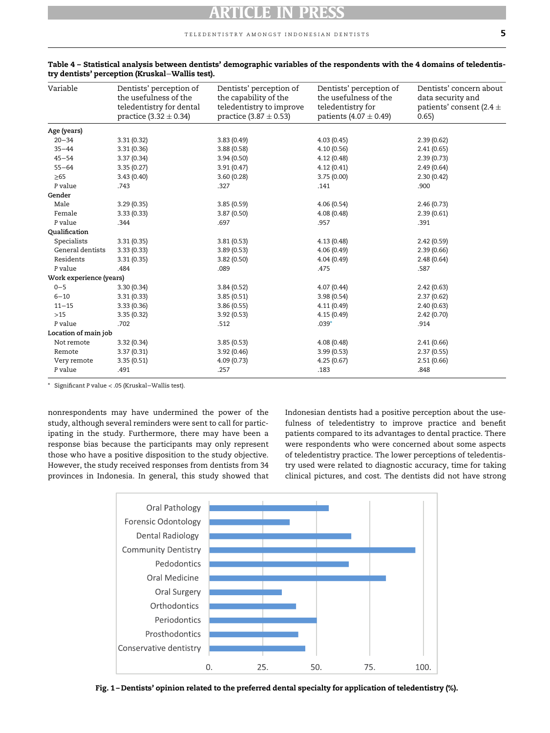**Table 4 – Statistical analysis between dentists' demographic variables of the respondents with the 4 domains of teledentistry dentists' perception (Kruskal−Wallis test).**

| Variable | Dentists' perception of the usefulness of the teledentistry for dental practice (3.32 ± 0.34) | Dentists' perception of the capability of the teledentistry to improve practice (3.87 ± 0.53) | Dentists' perception of the usefulness of the teledentistry for patients (4.07 ± 0.49) | Dentists' concern about data security and patients' consent (2.4 ± 0.65) |
|---|---|---|---|---|
| **Age (years)** | | | | |
| 20−34 | 3.31 (0.32) | 3.83 (0.49) | 4.03 (0.45) | 2.39 (0.62) |
| 35−44 | 3.31 (0.36) | 3.88 (0.58) | 4.10 (0.56) | 2.41 (0.65) |
| 45−54 | 3.37 (0.34) | 3.94 (0.50) | 4.12 (0.48) | 2.39 (0.73) |
| 55−64 | 3.35 (0.27) | 3.91 (0.47) | 4.12 (0.41) | 2.49 (0.64) |
| ≥65 | 3.43 (0.40) | 3.60 (0.28) | 3.75 (0.00) | 2.30 (0.42) |
| *P* value | .743 | .327 | .141 | .900 |
| **Gender** | | | | |
| Male | 3.29 (0.35) | 3.85 (0.59) | 4.06 (0.54) | 2.46 (0.73) |
| Female | 3.33 (0.33) | 3.87 (0.50) | 4.08 (0.48) | 2.39 (0.61) |
| *P* value | .344 | .697 | .957 | .391 |
| **Qualification** | | | | |
| Specialists | 3.31 (0.35) | 3.81 (0.53) | 4.13 (0.48) | 2.42 (0.59) |
| General dentists | 3.33 (0.33) | 3.89 (0.53) | 4.06 (0.49) | 2.39 (0.66) |
| Residents | 3.31 (0.35) | 3.82 (0.50) | 4.04 (0.49) | 2.48 (0.64) |
| *P* value | .484 | .089 | .475 | .587 |
| **Work experience (years)** | | | | |
| 0−5 | 3.30 (0.34) | 3.84 (0.52) | 4.07 (0.44) | 2.42 (0.63) |
| 6−10 | 3.31 (0.33) | 3.85 (0.51) | 3.98 (0.54) | 2.37 (0.62) |
| 11−15 | 3.33 (0.36) | 3.86 (0.55) | 4.11 (0.49) | 2.40 (0.63) |
| >15 | 3.35 (0.32) | 3.92 (0.53) | 4.15 (0.49) | 2.42 (0.70) |
| *P* value | .702 | .512 | .039* | .914 |
| **Location of main job** | | | | |
| Not remote | 3.32 (0.34) | 3.85 (0.53) | 4.08 (0.48) | 2.41 (0.66) |
| Remote | 3.37 (0.31) | 3.92 (0.46) | 3.99 (0.53) | 2.37 (0.55) |
| Very remote | 3.35 (0.51) | 4.09 (0.73) | 4.25 (0.67) | 2.51 (0.66) |
| *P* value | .491 | .257 | .183 | .848 |

\* Significant *P* value < .05 (Kruskal−Wallis test).

nonrespondents may have undermined the power of the study, although several reminders were sent to call for participating in the study. Furthermore, there may have been a response bias because the participants may only represent those who have a positive disposition to the study objective. However, the study received responses from dentists from 34 provinces in Indonesia. In general, this study showed that Indonesian dentists had a positive perception about the usefulness of teledentistry to improve practice and benefit patients compared to its advantages to dental practice. There were respondents who were concerned about some aspects of teledentistry practice. The lower perceptions of teledentistry used were related to diagnostic accuracy, time for taking clinical pictures, and cost. The dentists did not have strong

**Fig. 1 – Dentists' opinion related to the preferred dental specialty for application of teledentistry (%).**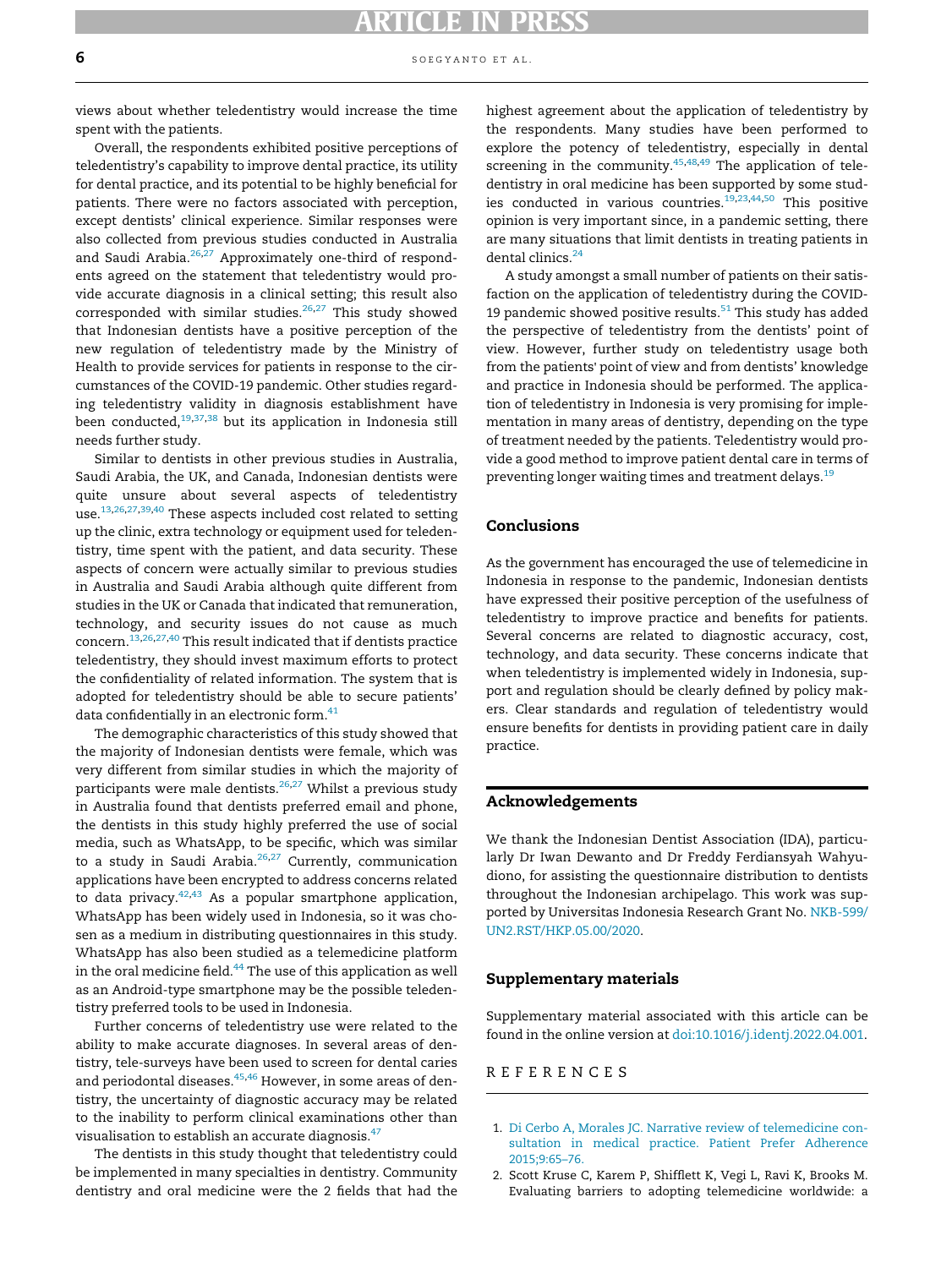views about whether teledentistry would increase the time spent with the patients.

Overall, the respondents exhibited positive perceptions of teledentistry's capability to improve dental practice, its utility for dental practice, and its potential to be highly beneficial for patients. There were no factors associated with perception, except dentists' clinical experience. Similar responses were also collected from previous studies conducted in Australia and Saudi Arabia.[26,27] Approximately one-third of respondents agreed on the statement that teledentistry would provide accurate diagnosis in a clinical setting; this result also corresponded with similar studies.[26,27] This study showed that Indonesian dentists have a positive perception of the new regulation of teledentistry made by the Ministry of Health to provide services for patients in response to the circumstances of the COVID-19 pandemic. Other studies regarding teledentistry validity in diagnosis establishment have been conducted,[19,37,38] but its application in Indonesia still needs further study.

Similar to dentists in other previous studies in Australia, Saudi Arabia, the UK, and Canada, Indonesian dentists were quite unsure about several aspects of teledentistry use.[13,26,27,39,40] These aspects included cost related to setting up the clinic, extra technology or equipment used for teledentistry, time spent with the patient, and data security. These aspects of concern were actually similar to previous studies in Australia and Saudi Arabia although quite different from studies in the UK or Canada that indicated that remuneration, technology, and security issues do not cause as much concern.[13,26,27,40] This result indicated that if dentists practice teledentistry, they should invest maximum efforts to protect the confidentiality of related information. The system that is adopted for teledentistry should be able to secure patients' data confidentially in an electronic form.[41]

The demographic characteristics of this study showed that the majority of Indonesian dentists were female, which was very different from similar studies in which the majority of participants were male dentists.[26,27] Whilst a previous study in Australia found that dentists preferred email and phone, the dentists in this study highly preferred the use of social media, such as WhatsApp, to be specific, which was similar to a study in Saudi Arabia.[26,27] Currently, communication applications have been encrypted to address concerns related to data privacy.[42,43] As a popular smartphone application, WhatsApp has been widely used in Indonesia, so it was chosen as a medium in distributing questionnaires in this study. WhatsApp has also been studied as a telemedicine platform in the oral medicine field.[44] The use of this application as well as an Android-type smartphone may be the possible teledentistry preferred tools to be used in Indonesia.

Further concerns of teledentistry use were related to the ability to make accurate diagnoses. In several areas of dentistry, tele-surveys have been used to screen for dental caries and periodontal diseases.[45,46] However, in some areas of dentistry, the uncertainty of diagnostic accuracy may be related to the inability to perform clinical examinations other than visualisation to establish an accurate diagnosis.[47]

The dentists in this study thought that teledentistry could be implemented in many specialties in dentistry. Community dentistry and oral medicine were the 2 fields that had the highest agreement about the application of teledentistry by the respondents. Many studies have been performed to explore the potency of teledentistry, especially in dental screening in the community.[45,48,49] The application of teledentistry in oral medicine has been supported by some studies conducted in various countries.[19,23,44,50] This positive opinion is very important since, in a pandemic setting, there are many situations that limit dentists in treating patients in dental clinics.[24]

A study amongst a small number of patients on their satisfaction on the application of teledentistry during the COVID-19 pandemic showed positive results.[51] This study has added the perspective of teledentistry from the dentists' point of view. However, further study on teledentistry usage both from the patients' point of view and from dentists' knowledge and practice in Indonesia should be performed. The application of teledentistry in Indonesia is very promising for implementation in many areas of dentistry, depending on the type of treatment needed by the patients. Teledentistry would provide a good method to improve patient dental care in terms of preventing longer waiting times and treatment delays.[19]

## Conclusions

As the government has encouraged the use of telemedicine in Indonesia in response to the pandemic, Indonesian dentists have expressed their positive perception of the usefulness of teledentistry to improve practice and benefits for patients. Several concerns are related to diagnostic accuracy, cost, technology, and data security. These concerns indicate that when teledentistry is implemented widely in Indonesia, support and regulation should be clearly defined by policy makers. Clear standards and regulation of teledentistry would ensure benefits for dentists in providing patient care in daily practice.

## Acknowledgements

We thank the Indonesian Dentist Association (IDA), particularly Dr Iwan Dewanto and Dr Freddy Ferdiansyah Wahyudiono, for assisting the questionnaire distribution to dentists throughout the Indonesian archipelago. This work was supported by Universitas Indonesia Research Grant No. NKB-599/UN2.RST/HKP.05.00/2020.

## Supplementary materials

Supplementary material associated with this article can be found in the online version at doi:10.1016/j.identj.2022.04.001.

## REFERENCES

1. Di Cerbo A, Morales JC. Narrative review of telemedicine consultation in medical practice. Patient Prefer Adherence 2015;9:65–76.
2. Scott Kruse C, Karem P, Shifflett K, Vegi L, Ravi K, Brooks M. Evaluating barriers to adopting telemedicine worldwide: a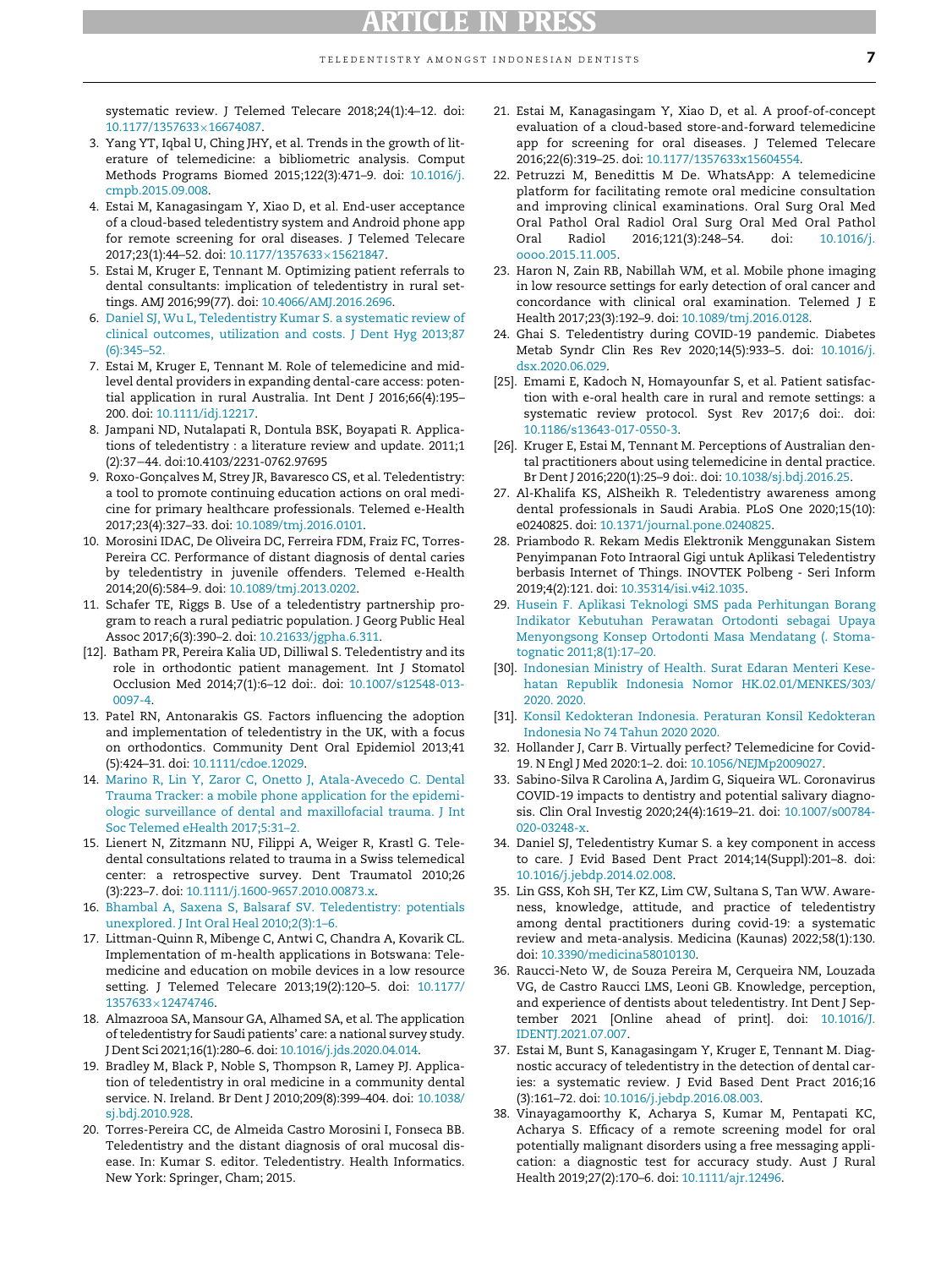systematic review. J Telemed Telecare 2018;24(1):4–12. doi: 10.1177/1357633×16674087.

3. Yang YT, Iqbal U, Ching JHY, et al. Trends in the growth of literature of telemedicine: a bibliometric analysis. Comput Methods Programs Biomed 2015;122(3):471–9. doi: 10.1016/j.cmpb.2015.09.008.
4. Estai M, Kanagasingam Y, Xiao D, et al. End-user acceptance of a cloud-based teledentistry system and Android phone app for remote screening for oral diseases. J Telemed Telecare 2017;23(1):44–52. doi: 10.1177/1357633×15621847.
5. Estai M, Kruger E, Tennant M. Optimizing patient referrals to dental consultants: implication of teledentistry in rural settings. AMJ 2016;99(77). doi: 10.4066/AMJ.2016.2696.
6. Daniel SJ, Wu L, Teledentistry Kumar S. a systematic review of clinical outcomes, utilization and costs. J Dent Hyg 2013;87(6):345–52.
7. Estai M, Kruger E, Tennant M. Role of telemedicine and mid-level dental providers in expanding dental-care access: potential application in rural Australia. Int Dent J 2016;66(4):195–200. doi: 10.1111/idj.12217.
8. Jampani ND, Nutalapati R, Dontula BSK, Boyapati R. Applications of teledentistry : a literature review and update. 2011;1(2):37−44. doi:10.4103/2231-0762.97695
9. Roxo-Gonçalves M, Strey JR, Bavaresco CS, et al. Teledentistry: a tool to promote continuing education actions on oral medicine for primary healthcare professionals. Telemed e-Health 2017;23(4):327–33. doi: 10.1089/tmj.2016.0101.
10. Morosini IDAC, De Oliveira DC, Ferreira FDM, Fraiz FC, Torres-Pereira CC. Performance of distant diagnosis of dental caries by teledentistry in juvenile offenders. Telemed e-Health 2014;20(6):584–9. doi: 10.1089/tmj.2013.0202.
11. Schafer TE, Riggs B. Use of a teledentistry partnership program to reach a rural pediatric population. J Georg Public Heal Assoc 2017;6(3):390–2. doi: 10.21633/jgpha.6.311.
[12]. Batham PR, Pereira Kalia UD, Dilliwal S. Teledentistry and its role in orthodontic patient management. Int J Stomatol Occlusion Med 2014;7(1):6–12 doi:. doi: 10.1007/s12548-013-0097-4.
13. Patel RN, Antonarakis GS. Factors influencing the adoption and implementation of teledentistry in the UK, with a focus on orthodontics. Community Dent Oral Epidemiol 2013;41(5):424–31. doi: 10.1111/cdoe.12029.
14. Marino R, Lin Y, Zaror C, Onetto J, Atala-Avecedo C. Dental Trauma Tracker: a mobile phone application for the epidemiologic surveillance of dental and maxillofacial trauma. J Int Soc Telemed eHealth 2017;5:31–2.
15. Lienert N, Zitzmann NU, Filippi A, Weiger R, Krastl G. Teledental consultations related to trauma in a Swiss telemedical center: a retrospective survey. Dent Traumatol 2010;26(3):223–7. doi: 10.1111/j.1600-9657.2010.00873.x.
16. Bhambal A, Saxena S, Balsaraf SV. Teledentistry: potentials unexplored. J Int Oral Heal 2010;2(3):1–6.
17. Littman-Quinn R, Mibenge C, Antwi C, Chandra A, Kovarik CL. Implementation of m-health applications in Botswana: Telemedicine and education on mobile devices in a low resource setting. J Telemed Telecare 2013;19(2):120–5. doi: 10.1177/1357633×12474746.
18. Almazrooa SA, Mansour GA, Alhamed SA, et al. The application of teledentistry for Saudi patients' care: a national survey study. J Dent Sci 2021;16(1):280–6. doi: 10.1016/j.jds.2020.04.014.
19. Bradley M, Black P, Noble S, Thompson R, Lamey PJ. Application of teledentistry in oral medicine in a community dental service. N. Ireland. Br Dent J 2010;209(8):399–404. doi: 10.1038/sj.bdj.2010.928.
20. Torres-Pereira CC, de Almeida Castro Morosini I, Fonseca BB. Teledentistry and the distant diagnosis of oral mucosal disease. In: Kumar S. editor. Teledentistry. Health Informatics. New York: Springer, Cham; 2015.
21. Estai M, Kanagasingam Y, Xiao D, et al. A proof-of-concept evaluation of a cloud-based store-and-forward telemedicine app for screening for oral diseases. J Telemed Telecare 2016;22(6):319–25. doi: 10.1177/1357633x15604554.
22. Petruzzi M, Benedittis M De. WhatsApp: A telemedicine platform for facilitating remote oral medicine consultation and improving clinical examinations. Oral Surg Oral Med Oral Pathol Oral Radiol Oral Surg Oral Med Oral Pathol Oral Radiol 2016;121(3):248–54. doi: 10.1016/j.oooo.2015.11.005.
23. Haron N, Zain RB, Nabillah WM, et al. Mobile phone imaging in low resource settings for early detection of oral cancer and concordance with clinical oral examination. Telemed J E Health 2017;23(3):192–9. doi: 10.1089/tmj.2016.0128.
24. Ghai S. Teledentistry during COVID-19 pandemic. Diabetes Metab Syndr Clin Res Rev 2020;14(5):933–5. doi: 10.1016/j.dsx.2020.06.029.
[25]. Emami E, Kadoch N, Homayounfar S, et al. Patient satisfaction with e-oral health care in rural and remote settings: a systematic review protocol. Syst Rev 2017;6 doi:. doi: 10.1186/s13643-017-0550-3.
[26]. Kruger E, Estai M, Tennant M. Perceptions of Australian dental practitioners about using telemedicine in dental practice. Br Dent J 2016;220(1):25–9 doi:. doi: 10.1038/sj.bdj.2016.25.
27. Al-Khalifa KS, AlSheikh R. Teledentistry awareness among dental professionals in Saudi Arabia. PLoS One 2020;15(10): e0240825. doi: 10.1371/journal.pone.0240825.
28. Priambodo R. Rekam Medis Elektronik Menggunakan Sistem Penyimpanan Foto Intraoral Gigi untuk Aplikasi Teledentistry berbasis Internet of Things. INOVTEK Polbeng - Seri Inform 2019;4(2):121. doi: 10.35314/isi.v4i2.1035.
29. Husein F. Aplikasi Teknologi SMS pada Perhitungan Borang Indikator Kebutuhan Perawatan Ortodonti sebagai Upaya Menyongsong Konsep Ortodonti Masa Mendatang (. Stomatognatic 2011;8(1):17–20.
[30]. Indonesian Ministry of Health. Surat Edaran Menteri Kesehatan Republik Indonesia Nomor HK.02.01/MENKES/303/2020. 2020.
[31]. Konsil Kedokteran Indonesia. Peraturan Konsil Kedokteran Indonesia No 74 Tahun 2020 2020.
32. Hollander J, Carr B. Virtually perfect? Telemedicine for Covid-19. N Engl J Med 2020:1–2. doi: 10.1056/NEJMp2009027.
33. Sabino-Silva R Carolina A, Jardim G, Siqueira WL. Coronavirus COVID-19 impacts to dentistry and potential salivary diagnosis. Clin Oral Investig 2020;24(4):1619–21. doi: 10.1007/s00784-020-03248-x.
34. Daniel SJ, Teledentistry Kumar S. a key component in access to care. J Evid Based Dent Pract 2014;14(Suppl):201–8. doi: 10.1016/j.jebdp.2014.02.008.
35. Lin GSS, Koh SH, Ter KZ, Lim CW, Sultana S, Tan WW. Awareness, knowledge, attitude, and practice of teledentistry among dental practitioners during covid-19: a systematic review and meta-analysis. Medicina (Kaunas) 2022;58(1):130. doi: 10.3390/medicina58010130.
36. Raucci-Neto W, de Souza Pereira M, Cerqueira NM, Louzada VG, de Castro Raucci LMS, Leoni GB. Knowledge, perception, and experience of dentists about teledentistry. Int Dent J September 2021 [Online ahead of print]. doi: 10.1016/J.IDENTJ.2021.07.007.
37. Estai M, Bunt S, Kanagasingam Y, Kruger E, Tennant M. Diagnostic accuracy of teledentistry in the detection of dental caries: a systematic review. J Evid Based Dent Pract 2016;16(3):161–72. doi: 10.1016/j.jebdp.2016.08.003.
38. Vinayagamoorthy K, Acharya S, Kumar M, Pentapati KC, Acharya S. Efficacy of a remote screening model for oral potentially malignant disorders using a free messaging application: a diagnostic test for accuracy study. Aust J Rural Health 2019;27(2):170–6. doi: 10.1111/ajr.12496.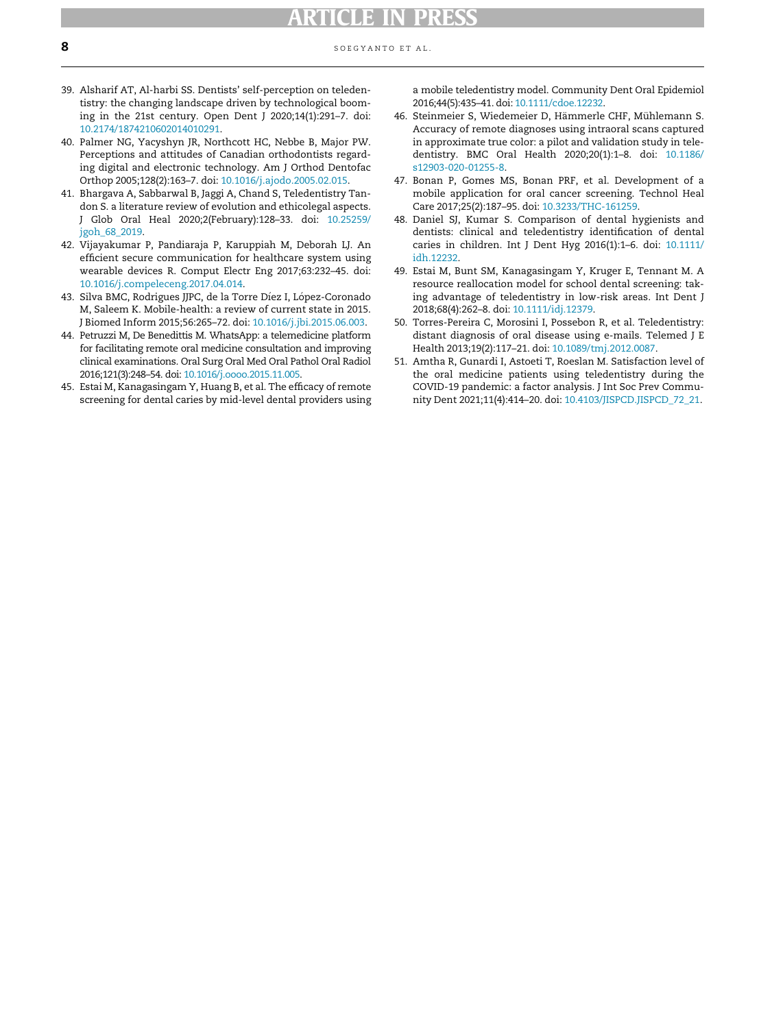39. Alsharif AT, Al-harbi SS. Dentists' self-perception on teledentistry: the changing landscape driven by technological booming in the 21st century. Open Dent J 2020;14(1):291–7. doi: 10.2174/1874210602014010291.
40. Palmer NG, Yacyshyn JR, Northcott HC, Nebbe B, Major PW. Perceptions and attitudes of Canadian orthodontists regarding digital and electronic technology. Am J Orthod Dentofac Orthop 2005;128(2):163–7. doi: 10.1016/j.ajodo.2005.02.015.
41. Bhargava A, Sabbarwal B, Jaggi A, Chand S, Teledentistry Tandon S. a literature review of evolution and ethicolegal aspects. J Glob Oral Heal 2020;2(February):128–33. doi: 10.25259/jgoh_68_2019.
42. Vijayakumar P, Pandiaraja P, Karuppiah M, Deborah LJ. An efficient secure communication for healthcare system using wearable devices R. Comput Electr Eng 2017;63:232–45. doi: 10.1016/j.compeleceng.2017.04.014.
43. Silva BMC, Rodrigues JJPC, de la Torre Díez I, López-Coronado M, Saleem K. Mobile-health: a review of current state in 2015. J Biomed Inform 2015;56:265–72. doi: 10.1016/j.jbi.2015.06.003.
44. Petruzzi M, De Benedittis M. WhatsApp: a telemedicine platform for facilitating remote oral medicine consultation and improving clinical examinations. Oral Surg Oral Med Oral Pathol Oral Radiol 2016;121(3):248–54. doi: 10.1016/j.oooo.2015.11.005.
45. Estai M, Kanagasingam Y, Huang B, et al. The efficacy of remote screening for dental caries by mid-level dental providers using a mobile teledentistry model. Community Dent Oral Epidemiol 2016;44(5):435–41. doi: 10.1111/cdoe.12232.
46. Steinmeier S, Wiedemeier D, Hämmerle CHF, Mühlemann S. Accuracy of remote diagnoses using intraoral scans captured in approximate true color: a pilot and validation study in teledentistry. BMC Oral Health 2020;20(1):1–8. doi: 10.1186/s12903-020-01255-8.
47. Bonan P, Gomes MS, Bonan PRF, et al. Development of a mobile application for oral cancer screening. Technol Heal Care 2017;25(2):187–95. doi: 10.3233/THC-161259.
48. Daniel SJ, Kumar S. Comparison of dental hygienists and dentists: clinical and teledentistry identification of dental caries in children. Int J Dent Hyg 2016(1):1–6. doi: 10.1111/idh.12232.
49. Estai M, Bunt SM, Kanagasingam Y, Kruger E, Tennant M. A resource reallocation model for school dental screening: taking advantage of teledentistry in low-risk areas. Int Dent J 2018;68(4):262–8. doi: 10.1111/idj.12379.
50. Torres-Pereira C, Morosini I, Possebon R, et al. Teledentistry: distant diagnosis of oral disease using e-mails. Telemed J E Health 2013;19(2):117–21. doi: 10.1089/tmj.2012.0087.
51. Amtha R, Gunardi I, Astoeti T, Roeslan M. Satisfaction level of the oral medicine patients using teledentistry during the COVID-19 pandemic: a factor analysis. J Int Soc Prev Community Dent 2021;11(4):414–20. doi: 10.4103/JISPCD.JISPCD_72_21.